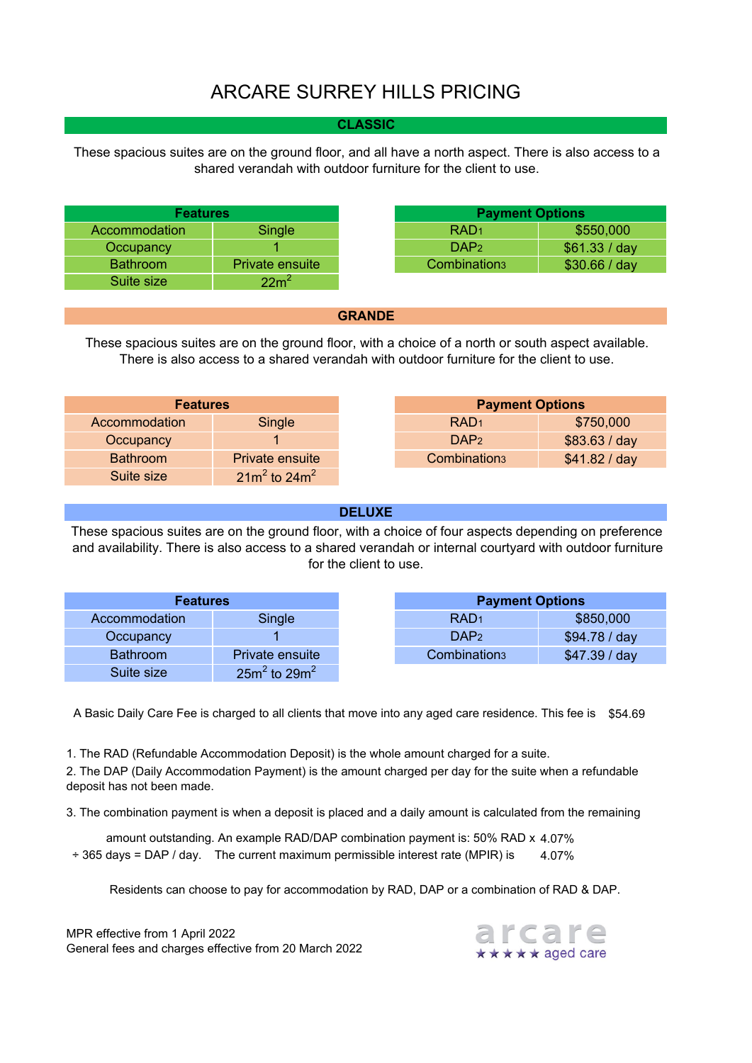# ARCARE SURREY HILLS PRICING

## CLASSIC

These spacious suites are on the ground floor, and all have a north aspect. There is also access to a shared verandah with outdoor furniture for the client to use.

| Features | |
|---|---|
| Accommodation | Single |
| Occupancy | 1 |
| Bathroom | Private ensuite |
| Suite size | 22m$^2$ |

| Payment Options | |
|---|---|
| RAD1 | $550,000 |
| DAP2 | $61.33 / day |
| Combination3 | $30.66 / day |

## GRANDE

These spacious suites are on the ground floor, with a choice of a north or south aspect available. There is also access to a shared verandah with outdoor furniture for the client to use.

| Features | |
|---|---|
| Accommodation | Single |
| Occupancy | 1 |
| Bathroom | Private ensuite |
| Suite size | 21m$^2$ to 24m$^2$ |

| Payment Options | |
|---|---|
| RAD1 | $750,000 |
| DAP2 | $83.63 / day |
| Combination3 | $41.82 / day |

## DELUXE

These spacious suites are on the ground floor, with a choice of four aspects depending on preference and availability. There is also access to a shared verandah or internal courtyard with outdoor furniture for the client to use.

| Features | |
|---|---|
| Accommodation | Single |
| Occupancy | 1 |
| Bathroom | Private ensuite |
| Suite size | 25m$^2$ to 29m$^2$ |

| Payment Options | |
|---|---|
| RAD1 | $850,000 |
| DAP2 | $94.78 / day |
| Combination3 | $47.39 / day |

A Basic Daily Care Fee is charged to all clients that move into any aged care residence. This fee is $54.69

1. The RAD (Refundable Accommodation Deposit) is the whole amount charged for a suite.
2. The DAP (Daily Accommodation Payment) is the amount charged per day for the suite when a refundable deposit has not been made.
3. The combination payment is when a deposit is placed and a daily amount is calculated from the remaining amount outstanding. An example RAD/DAP combination payment is: 50% RAD x 4.07% ÷ 365 days = DAP / day. The current maximum permissible interest rate (MPIR) is 4.07%

Residents can choose to pay for accommodation by RAD, DAP or a combination of RAD & DAP.

MPR effective from 1 April 2022
General fees and charges effective from 20 March 2022

arcare ★★★★★ aged care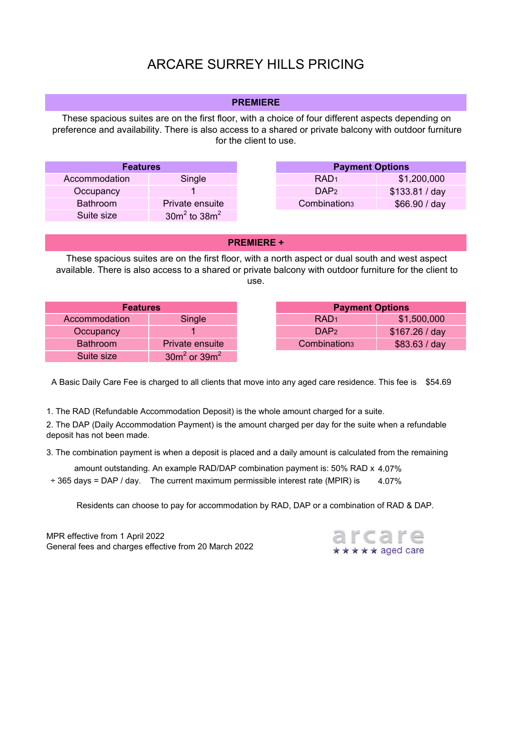# ARCARE SURREY HILLS PRICING

## PREMIERE

These spacious suites are on the first floor, with a choice of four different aspects depending on preference and availability. There is also access to a shared or private balcony with outdoor furniture for the client to use.

| Features | |
|---|---|
| Accommodation | Single |
| Occupancy | 1 |
| Bathroom | Private ensuite |
| Suite size | 30m$^2$ to 38m$^2$ |

| Payment Options | |
|---|---|
| RAD1 | $1,200,000 |
| DAP2 | $133.81 / day |
| Combination3 | $66.90 / day |

## PREMIERE +

These spacious suites are on the first floor, with a north aspect or dual south and west aspect available. There is also access to a shared or private balcony with outdoor furniture for the client to use.

| Features | |
|---|---|
| Accommodation | Single |
| Occupancy | 1 |
| Bathroom | Private ensuite |
| Suite size | 30m$^2$ or 39m$^2$ |

| Payment Options | |
|---|---|
| RAD1 | $1,500,000 |
| DAP2 | $167.26 / day |
| Combination3 | $83.63 / day |

A Basic Daily Care Fee is charged to all clients that move into any aged care residence. This fee is $54.69

1. The RAD (Refundable Accommodation Deposit) is the whole amount charged for a suite.
2. The DAP (Daily Accommodation Payment) is the amount charged per day for the suite when a refundable deposit has not been made.
3. The combination payment is when a deposit is placed and a daily amount is calculated from the remaining amount outstanding. An example RAD/DAP combination payment is: 50% RAD x 4.07% ÷ 365 days = DAP / day. The current maximum permissible interest rate (MPIR) is 4.07%

Residents can choose to pay for accommodation by RAD, DAP or a combination of RAD & DAP.

MPR effective from 1 April 2022
General fees and charges effective from 20 March 2022

arcare
★★★★★ aged care